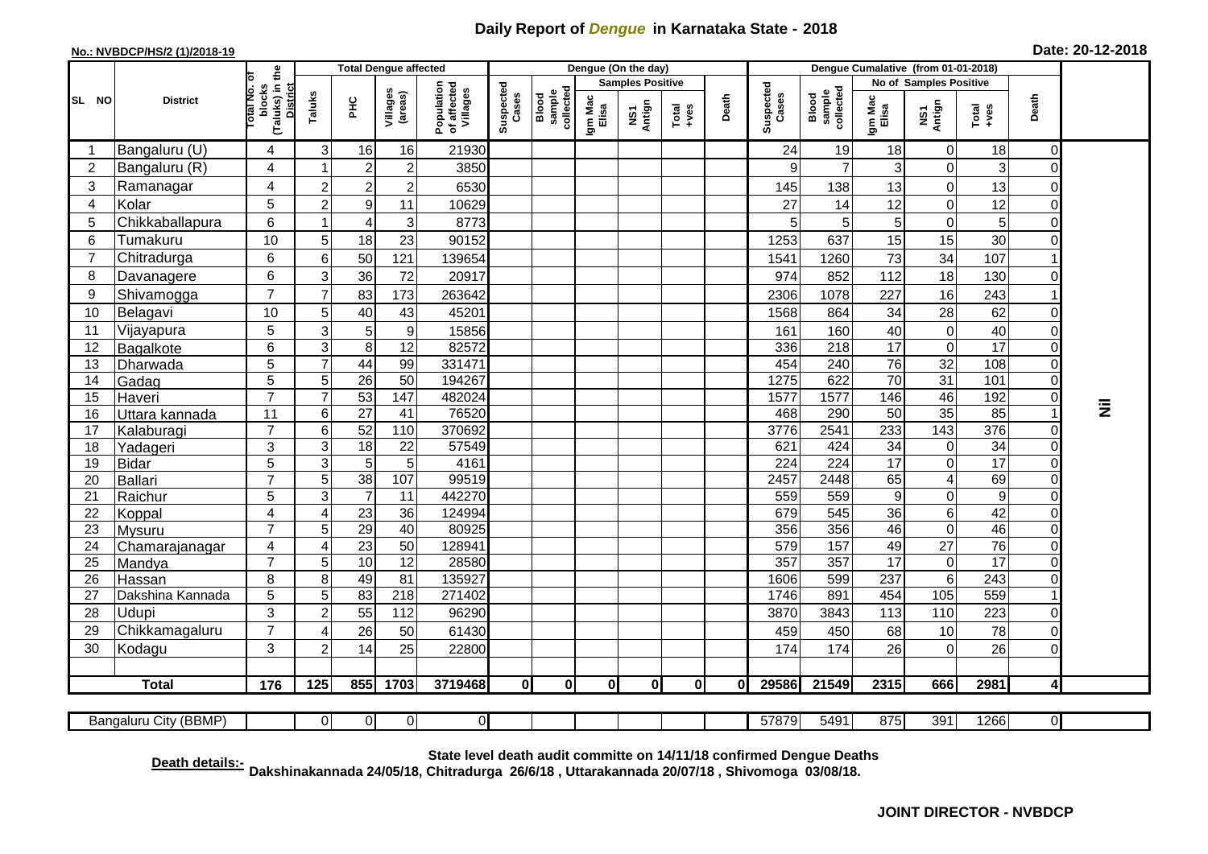# Daily Report of *Dengue* in Karnataka State - 2018

**No.: NVBDCP/HS/2 (1)/2018-19**

**Date: 20-12-2018**

| SL NO | District | Total No. of blocks (Taluks) in the District | Total Dengue affected | | | | Dengue (On the day) | | | | | | Dengue Cumalative (from 01-01-2018) | | | | | | |
|---|---|---|---|---|---|---|---|---|---|---|---|---|---|---|---|---|---|---|---|
| | | | Taluks | PHC | Villages (areas) | Population of affected Villages | Suspected Cases | Blood sample collected | Samples Positive | | | Death | Suspected Cases | Blood sample collected | No of Samples Positive | | | Death | |
| | | | | | | | | | Igm Mac Elisa | NS1 Antign | Total +ves | | | | Igm Mac Elisa | NS1 Antign | Total +ves | | |
| 1 | Bangaluru (U) | 4 | 3 | 16 | 16 | 21930 | | | | | | | 24 | 19 | 18 | 0 | 18 | 0 | Nil |
| 2 | Bangaluru (R) | 4 | 1 | 2 | 2 | 3850 | | | | | | | 9 | 7 | 3 | 0 | 3 | 0 | |
| 3 | Ramanagar | 4 | 2 | 2 | 2 | 6530 | | | | | | | 145 | 138 | 13 | 0 | 13 | 0 | |
| 4 | Kolar | 5 | 2 | 9 | 11 | 10629 | | | | | | | 27 | 14 | 12 | 0 | 12 | 0 | |
| 5 | Chikkaballapura | 6 | 1 | 4 | 3 | 8773 | | | | | | | 5 | 5 | 5 | 0 | 5 | 0 | |
| 6 | Tumakuru | 10 | 5 | 18 | 23 | 90152 | | | | | | | 1253 | 637 | 15 | 15 | 30 | 0 | |
| 7 | Chitradurga | 6 | 6 | 50 | 121 | 139654 | | | | | | | 1541 | 1260 | 73 | 34 | 107 | 1 | |
| 8 | Davanagere | 6 | 3 | 36 | 72 | 20917 | | | | | | | 974 | 852 | 112 | 18 | 130 | 0 | |
| 9 | Shivamogga | 7 | 7 | 83 | 173 | 263642 | | | | | | | 2306 | 1078 | 227 | 16 | 243 | 1 | |
| 10 | Belagavi | 10 | 5 | 40 | 43 | 45201 | | | | | | | 1568 | 864 | 34 | 28 | 62 | 0 | |
| 11 | Vijayapura | 5 | 3 | 5 | 9 | 15856 | | | | | | | 161 | 160 | 40 | 0 | 40 | 0 | |
| 12 | Bagalkote | 6 | 3 | 8 | 12 | 82572 | | | | | | | 336 | 218 | 17 | 0 | 17 | 0 | |
| 13 | Dharwada | 5 | 7 | 44 | 99 | 331471 | | | | | | | 454 | 240 | 76 | 32 | 108 | 0 | |
| 14 | Gadag | 5 | 5 | 26 | 50 | 194267 | | | | | | | 1275 | 622 | 70 | 31 | 101 | 0 | |
| 15 | Haveri | 7 | 7 | 53 | 147 | 482024 | | | | | | | 1577 | 1577 | 146 | 46 | 192 | 0 | |
| 16 | Uttara kannada | 11 | 6 | 27 | 41 | 76520 | | | | | | | 468 | 290 | 50 | 35 | 85 | 1 | |
| 17 | Kalaburagi | 7 | 6 | 52 | 110 | 370692 | | | | | | | 3776 | 2541 | 233 | 143 | 376 | 0 | |
| 18 | Yadageri | 3 | 3 | 18 | 22 | 57549 | | | | | | | 621 | 424 | 34 | 0 | 34 | 0 | |
| 19 | Bidar | 5 | 3 | 5 | 5 | 4161 | | | | | | | 224 | 224 | 17 | 0 | 17 | 0 | |
| 20 | Ballari | 7 | 5 | 38 | 107 | 99519 | | | | | | | 2457 | 2448 | 65 | 4 | 69 | 0 | |
| 21 | Raichur | 5 | 3 | 7 | 11 | 442270 | | | | | | | 559 | 559 | 9 | 0 | 9 | 0 | |
| 22 | Koppal | 4 | 4 | 23 | 36 | 124994 | | | | | | | 679 | 545 | 36 | 6 | 42 | 0 | |
| 23 | Mysuru | 7 | 5 | 29 | 40 | 80925 | | | | | | | 356 | 356 | 46 | 0 | 46 | 0 | |
| 24 | Chamarajanagar | 4 | 4 | 23 | 50 | 128941 | | | | | | | 579 | 157 | 49 | 27 | 76 | 0 | |
| 25 | Mandya | 7 | 5 | 10 | 12 | 28580 | | | | | | | 357 | 357 | 17 | 0 | 17 | 0 | |
| 26 | Hassan | 8 | 8 | 49 | 81 | 135927 | | | | | | | 1606 | 599 | 237 | 6 | 243 | 0 | |
| 27 | Dakshina Kannada | 5 | 5 | 83 | 218 | 271402 | | | | | | | 1746 | 891 | 454 | 105 | 559 | 1 | |
| 28 | Udupi | 3 | 2 | 55 | 112 | 96290 | | | | | | | 3870 | 3843 | 113 | 110 | 223 | 0 | |
| 29 | Chikkamagaluru | 7 | 4 | 26 | 50 | 61430 | | | | | | | 459 | 450 | 68 | 10 | 78 | 0 | |
| 30 | Kodagu | 3 | 2 | 14 | 25 | 22800 | | | | | | | 174 | 174 | 26 | 0 | 26 | 0 | |
| **Total** | | **176** | **125** | **855** | **1703** | **3719468** | **0** | **0** | **0** | **0** | **0** | **0** | **29586** | **21549** | **2315** | **666** | **2981** | **4** | |
| Bangaluru City (BBMP) | | | 0 | 0 | 0 | 0 | | | | | | | 57879 | 5491 | 875 | 391 | 1266 | 0 | |

**Death details:-** State level death audit committe on 14/11/18 confirmed Dengue Deaths Dakshinakannada 24/05/18, Chitradurga 26/6/18 , Uttarakannada 20/07/18 , Shivomoga 03/08/18.

**JOINT DIRECTOR - NVBDCP**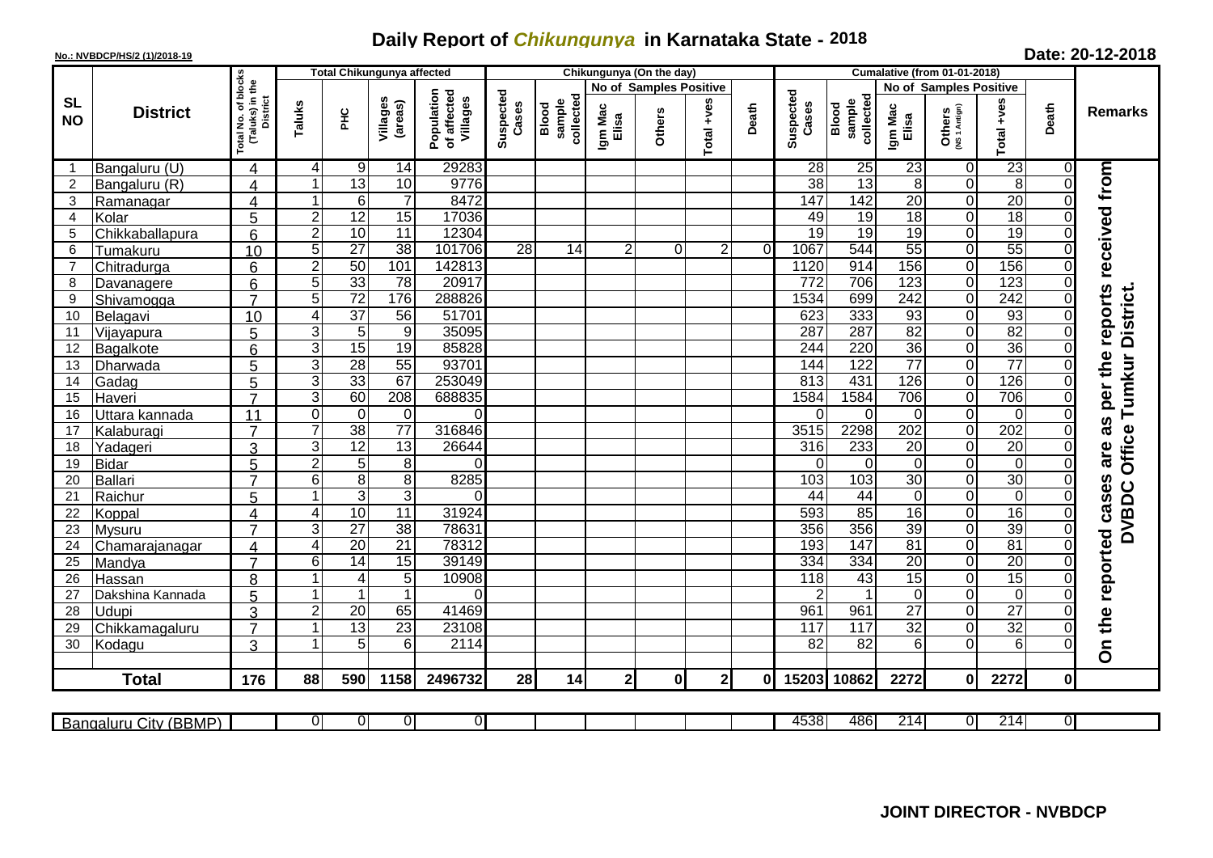**No.: NVBDCP/HS/2 (1)/2018-19**

# Daily Report of *Chikungunya* in Karnataka State - 2018

**Date: 20-12-2018**

| SL NO | District | Total No. of blocks (Taluks) in the District | Total Chikungunya affected | | | | Chikungunya (On the day) | | | | | | | Cumalative (from 01-01-2018) | | | | | | | Remarks |
|---|---|---|---|---|---|---|---|---|---|---|---|---|---|---|---|---|---|---|---|---|---|
| | | | | | | | | | No of Samples Positive | | | | | | | No of Samples Positive | | | | | |
| | | | Taluks | PHC | Villages (areas) | Population of affected Villages | Suspected Cases | Blood sample collected | Igm Mac Elisa | Others | Total +ves | Death | Suspected Cases | Blood sample collected | Igm Mac Elisa | Others (NS 1 Antign) | Total +ves | Death | |
| 1 | Bangaluru (U) | 4 | 4 | 9 | 14 | 29283 | | | | | | | 28 | 25 | 23 | 0 | 23 | 0 | On the reported cases are as per the reports received from DVBDC Office Tumkur District. |
| 2 | Bangaluru (R) | 4 | 1 | 13 | 10 | 9776 | | | | | | | 38 | 13 | 8 | 0 | 8 | 0 | |
| 3 | Ramanagar | 4 | 1 | 6 | 7 | 8472 | | | | | | | 147 | 142 | 20 | 0 | 20 | 0 | |
| 4 | Kolar | 5 | 2 | 12 | 15 | 17036 | | | | | | | 49 | 19 | 18 | 0 | 18 | 0 | |
| 5 | Chikkaballapura | 6 | 2 | 10 | 11 | 12304 | | | | | | | 19 | 19 | 19 | 0 | 19 | 0 | |
| 6 | Tumakuru | 10 | 5 | 27 | 38 | 101706 | 28 | 14 | 2 | 0 | 2 | 0 | 1067 | 544 | 55 | 0 | 55 | 0 | |
| 7 | Chitradurga | 6 | 2 | 50 | 101 | 142813 | | | | | | | 1120 | 914 | 156 | 0 | 156 | 0 | |
| 8 | Davanagere | 6 | 5 | 33 | 78 | 20917 | | | | | | | 772 | 706 | 123 | 0 | 123 | 0 | |
| 9 | Shivamogga | 7 | 5 | 72 | 176 | 288826 | | | | | | | 1534 | 699 | 242 | 0 | 242 | 0 | |
| 10 | Belagavi | 10 | 4 | 37 | 56 | 51701 | | | | | | | 623 | 333 | 93 | 0 | 93 | 0 | |
| 11 | Vijayapura | 5 | 3 | 5 | 9 | 35095 | | | | | | | 287 | 287 | 82 | 0 | 82 | 0 | |
| 12 | Bagalkote | 6 | 3 | 15 | 19 | 85828 | | | | | | | 244 | 220 | 36 | 0 | 36 | 0 | |
| 13 | Dharwada | 5 | 3 | 28 | 55 | 93701 | | | | | | | 144 | 122 | 77 | 0 | 77 | 0 | |
| 14 | Gadag | 5 | 3 | 33 | 67 | 253049 | | | | | | | 813 | 431 | 126 | 0 | 126 | 0 | |
| 15 | Haveri | 7 | 3 | 60 | 208 | 688835 | | | | | | | 1584 | 1584 | 706 | 0 | 706 | 0 | |
| 16 | Uttara kannada | 11 | 0 | 0 | 0 | 0 | | | | | | | 0 | 0 | 0 | 0 | 0 | 0 | |
| 17 | Kalaburagi | 7 | 7 | 38 | 77 | 316846 | | | | | | | 3515 | 2298 | 202 | 0 | 202 | 0 | |
| 18 | Yadageri | 3 | 3 | 12 | 13 | 26644 | | | | | | | 316 | 233 | 20 | 0 | 20 | 0 | |
| 19 | Bidar | 5 | 2 | 5 | 8 | 0 | | | | | | | 0 | 0 | 0 | 0 | 0 | 0 | |
| 20 | Ballari | 7 | 6 | 8 | 8 | 8285 | | | | | | | 103 | 103 | 30 | 0 | 30 | 0 | |
| 21 | Raichur | 5 | 1 | 3 | 3 | 0 | | | | | | | 44 | 44 | 0 | 0 | 0 | 0 | |
| 22 | Koppal | 4 | 4 | 10 | 11 | 31924 | | | | | | | 593 | 85 | 16 | 0 | 16 | 0 | |
| 23 | Mysuru | 7 | 3 | 27 | 38 | 78631 | | | | | | | 356 | 356 | 39 | 0 | 39 | 0 | |
| 24 | Chamarajanagar | 4 | 4 | 20 | 21 | 78312 | | | | | | | 193 | 147 | 81 | 0 | 81 | 0 | |
| 25 | Mandya | 7 | 6 | 14 | 15 | 39149 | | | | | | | 334 | 334 | 20 | 0 | 20 | 0 | |
| 26 | Hassan | 8 | 1 | 4 | 5 | 10908 | | | | | | | 118 | 43 | 15 | 0 | 15 | 0 | |
| 27 | Dakshina Kannada | 5 | 1 | 1 | 1 | 0 | | | | | | | 2 | 1 | 0 | 0 | 0 | 0 | |
| 28 | Udupi | 3 | 2 | 20 | 65 | 41469 | | | | | | | 961 | 961 | 27 | 0 | 27 | 0 | |
| 29 | Chikkamagaluru | 7 | 1 | 13 | 23 | 23108 | | | | | | | 117 | 117 | 32 | 0 | 32 | 0 | |
| 30 | Kodagu | 3 | 1 | 5 | 6 | 2114 | | | | | | | 82 | 82 | 6 | 0 | 6 | 0 | |
| | **Total** | **176** | **88** | **590** | **1158** | **2496732** | **28** | **14** | **2** | **0** | **2** | **0** | **15203** | **10862** | **2272** | **0** | **2272** | **0** | |

| | | | | | | | | | | | | | | | | | | | |
|---|---|---|---|---|---|---|---|---|---|---|---|---|---|---|---|---|---|---|---|
| Bangaluru City (BBMP) | | 0 | 0 | 0 | 0 | | | | | | | 4538 | 486 | 214 | 0 | 214 | 0 | |

**JOINT DIRECTOR - NVBDCP**